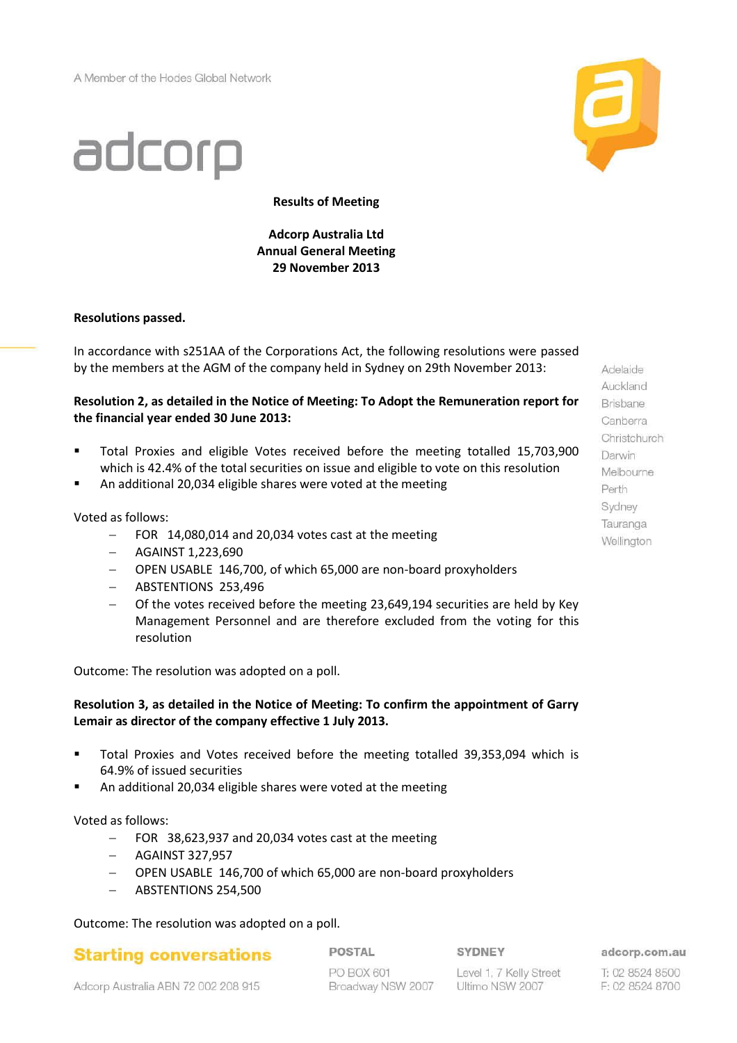A Member of the Hodes Global Network

adcorp

**Results of Meeting**

**Adcorp Australia Ltd**
**Annual General Meeting**
**29 November 2013**

**Resolutions passed.**

In accordance with s251AA of the Corporations Act, the following resolutions were passed by the members at the AGM of the company held in Sydney on 29th November 2013:

**Resolution 2, as detailed in the Notice of Meeting: To Adopt the Remuneration report for the financial year ended 30 June 2013:**

- Total Proxies and eligible Votes received before the meeting totalled 15,703,900 which is 42.4% of the total securities on issue and eligible to vote on this resolution
- An additional 20,034 eligible shares were voted at the meeting

Voted as follows:

- FOR 14,080,014 and 20,034 votes cast at the meeting
- AGAINST 1,223,690
- OPEN USABLE 146,700, of which 65,000 are non-board proxyholders
- ABSTENTIONS 253,496
- Of the votes received before the meeting 23,649,194 securities are held by Key Management Personnel and are therefore excluded from the voting for this resolution

Outcome: The resolution was adopted on a poll.

**Resolution 3, as detailed in the Notice of Meeting: To confirm the appointment of Garry Lemair as director of the company effective 1 July 2013.**

- Total Proxies and Votes received before the meeting totalled 39,353,094 which is 64.9% of issued securities
- An additional 20,034 eligible shares were voted at the meeting

Voted as follows:

- FOR 38,623,937 and 20,034 votes cast at the meeting
- AGAINST 327,957
- OPEN USABLE 146,700 of which 65,000 are non-board proxyholders
- ABSTENTIONS 254,500

Outcome: The resolution was adopted on a poll.

Adelaide
Auckland
Brisbane
Canberra
Christchurch
Darwin
Melbourne
Perth
Sydney
Tauranga
Wellington

**Starting conversations**

Adcorp Australia ABN 72 002 208 915

**POSTAL**
PO BOX 601
Broadway NSW 2007

**SYDNEY**
Level 1, 7 Kelly Street
Ultimo NSW 2007

**adcorp.com.au**
T: 02 8524 8500
F: 02 8524 8700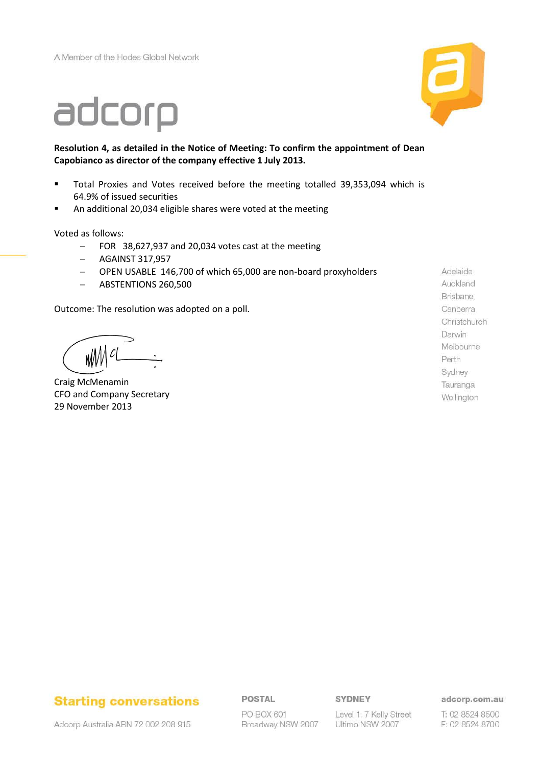A Member of the Hodes Global Network

adcorp

**Resolution 4, as detailed in the Notice of Meeting: To confirm the appointment of Dean Capobianco as director of the company effective 1 July 2013.**

- Total Proxies and Votes received before the meeting totalled 39,353,094 which is 64.9% of issued securities
- An additional 20,034 eligible shares were voted at the meeting

Voted as follows:

- FOR 38,627,937 and 20,034 votes cast at the meeting
- AGAINST 317,957
- OPEN USABLE 146,700 of which 65,000 are non-board proxyholders
- ABSTENTIONS 260,500

Outcome: The resolution was adopted on a poll.

Craig McMenamin
CFO and Company Secretary
29 November 2013

Adelaide
Auckland
Brisbane
Canberra
Christchurch
Darwin
Melbourne
Perth
Sydney
Tauranga
Wellington

**Starting conversations**

Adcorp Australia ABN 72 002 208 915

**POSTAL**
PO BOX 601
Broadway NSW 2007

**SYDNEY**
Level 1, 7 Kelly Street
Ultimo NSW 2007

**adcorp.com.au**
T: 02 8524 8500
F: 02 8524 8700